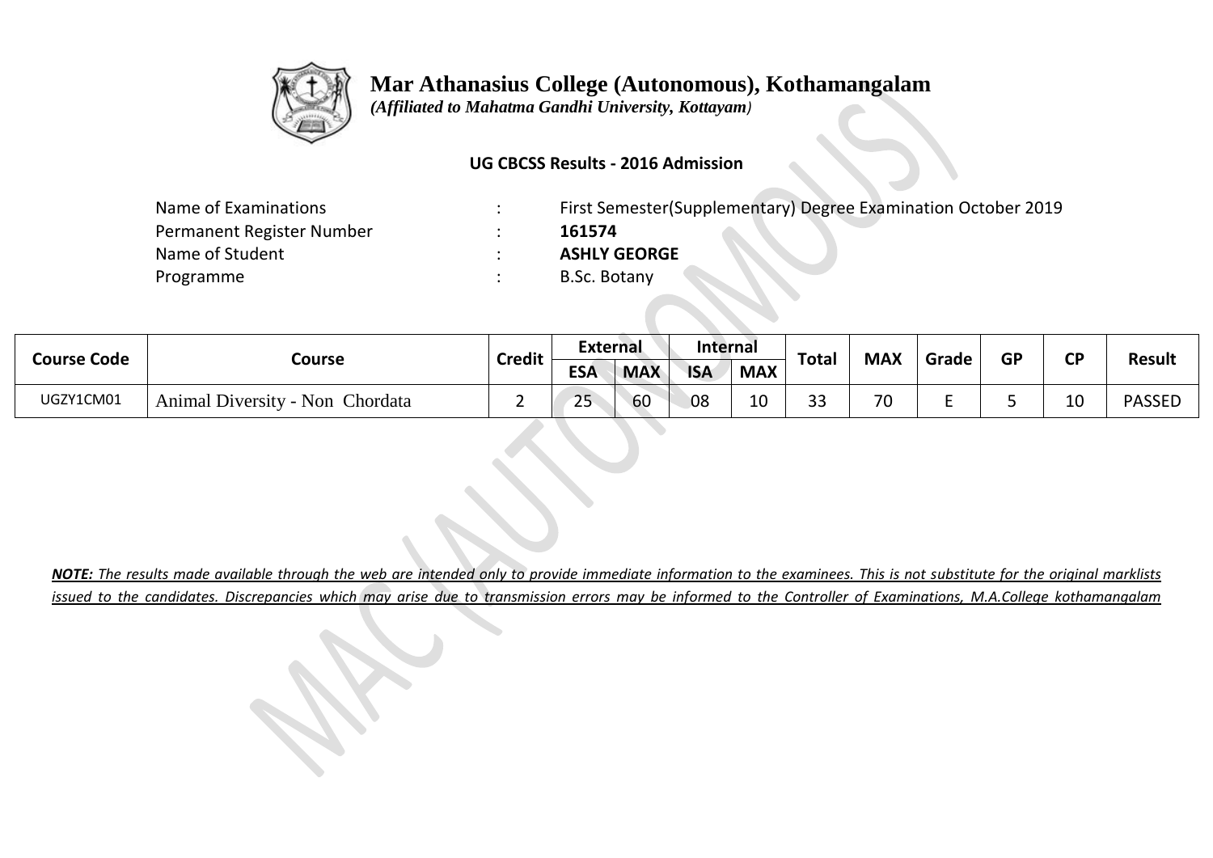# Mar Athanasius College (Autonomous), Kothamangalam

*(Affiliated to Mahatma Gandhi University, Kottayam)*

**UG CBCSS Results - 2016 Admission**

| | | |
|---|---|---|
| Name of Examinations | : | First Semester(Supplementary) Degree Examination October 2019 |
| Permanent Register Number | : | **161574** |
| Name of Student | : | **ASHLY GEORGE** |
| Programme | : | B.Sc. Botany |

| Course Code | Course | Credit | External | | Internal | | Total | MAX | Grade | GP | CP | Result |
|---|---|---|---|---|---|---|---|---|---|---|---|---|
| | | | ESA | MAX | ISA | MAX | | | | | | |
| UGZY1CM01 | Animal Diversity - Non Chordata | 2 | 25 | 60 | 08 | 10 | 33 | 70 | E | 5 | 10 | PASSED |

***NOTE:** The results made available through the web are intended only to provide immediate information to the examinees. This is not substitute for the original marklists issued to the candidates. Discrepancies which may arise due to transmission errors may be informed to the Controller of Examinations, M.A.College kothamangalam*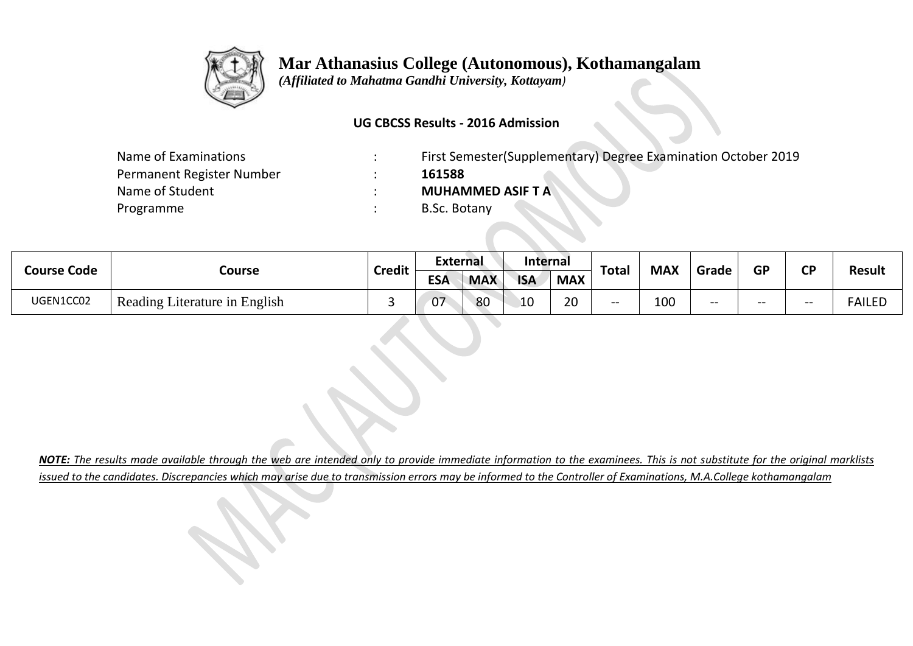# Mar Athanasius College (Autonomous), Kothamangalam

*(Affiliated to Mahatma Gandhi University, Kottayam)*

**UG CBCSS Results - 2016 Admission**

| | | |
|---|---|---|
| Name of Examinations | : | First Semester(Supplementary) Degree Examination October 2019 |
| Permanent Register Number | : | **161588** |
| Name of Student | : | **MUHAMMED ASIF T A** |
| Programme | : | B.Sc. Botany |

| Course Code | Course | Credit | External | | Internal | | Total | MAX | Grade | GP | CP | Result |
|---|---|---|---|---|---|---|---|---|---|---|---|---|
| | | | ESA | MAX | ISA | MAX | | | | | | |
| UGEN1CC02 | Reading Literature in English | 3 | 07 | 80 | 10 | 20 | -- | 100 | -- | -- | -- | FAILED |

***NOTE:** The results made available through the web are intended only to provide immediate information to the examinees. This is not substitute for the original marklists issued to the candidates. Discrepancies which may arise due to transmission errors may be informed to the Controller of Examinations, M.A.College kothamangalam*